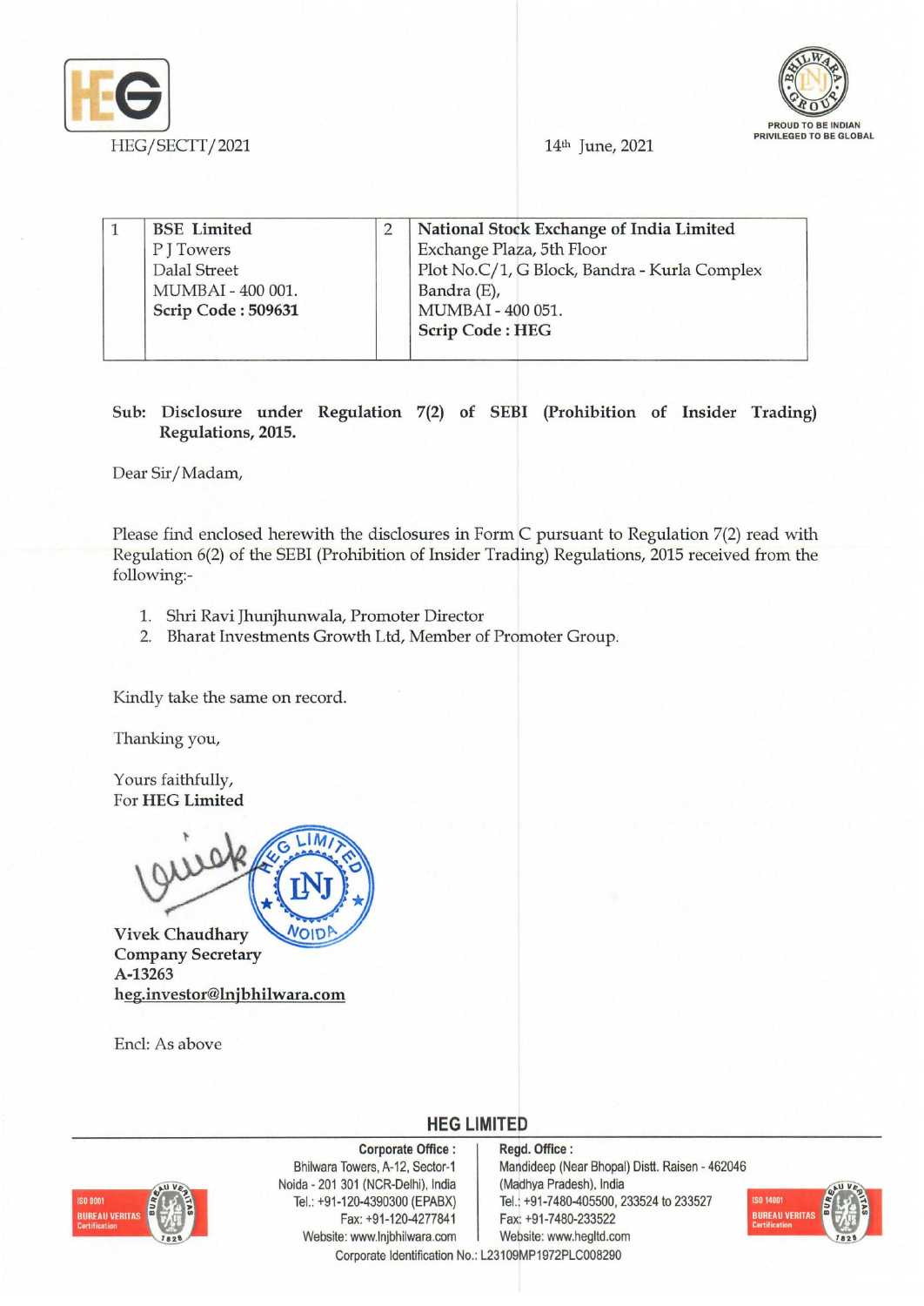HEG/SECTT/2021

14th June, 2021

| 1 | **BSE Limited**<br>P J Towers<br>Dalal Street<br>MUMBAI - 400 001.<br>**Scrip Code : 509631** | 2 | **National Stock Exchange of India Limited**<br>Exchange Plaza, 5th Floor<br>Plot No.C/1, G Block, Bandra - Kurla Complex<br>Bandra (E),<br>MUMBAI - 400 051.<br>**Scrip Code : HEG** |
|---|---|---|---|

**Sub: Disclosure under Regulation 7(2) of SEBI (Prohibition of Insider Trading) Regulations, 2015.**

Dear Sir/Madam,

Please find enclosed herewith the disclosures in Form C pursuant to Regulation 7(2) read with Regulation 6(2) of the SEBI (Prohibition of Insider Trading) Regulations, 2015 received from the following:-

1. Shri Ravi Jhunjhunwala, Promoter Director
2. Bharat Investments Growth Ltd, Member of Promoter Group.

Kindly take the same on record.

Thanking you,

Yours faithfully,
For **HEG Limited**

**Vivek Chaudhary**
**Company Secretary**
**A-13263**
**heg.investor@lnjbhilwara.com**

Encl: As above

**HEG LIMITED**

**Corporate Office :** Bhilwara Towers, A-12, Sector-1, Noida - 201 301 (NCR-Delhi), India. Tel.: +91-120-4390300 (EPABX) Fax: +91-120-4277841 Website: www.lnjbhilwara.com

**Regd. Office :** Mandideep (Near Bhopal) Distt. Raisen - 462046 (Madhya Pradesh), India. Tel.: +91-7480-405500, 233524 to 233527 Fax: +91-7480-233522 Website: www.hegltd.com

Corporate Identification No.: L23109MP1972PLC008290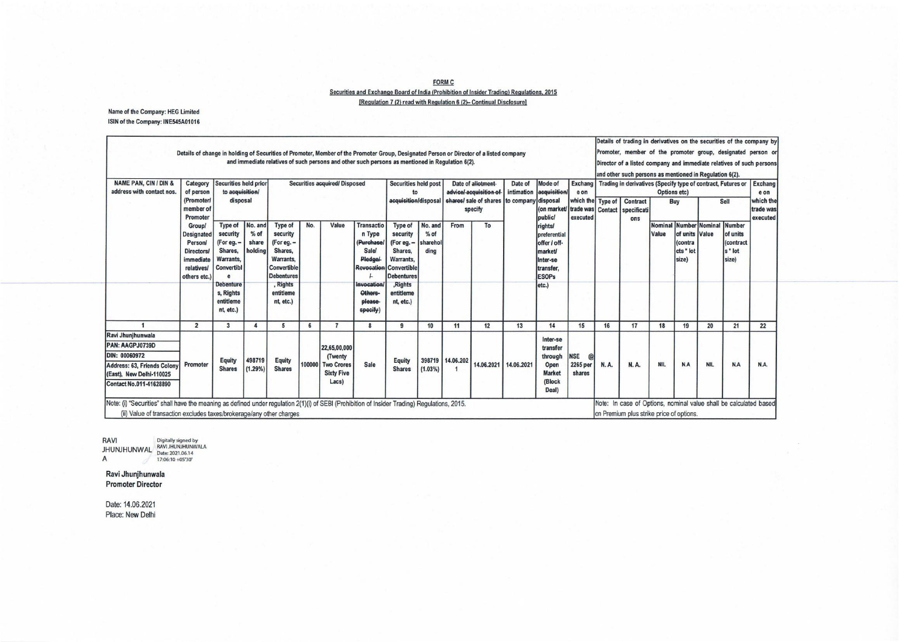# FORM C

Securities and Exchange Board of India (Prohibition of Insider Trading) Regulations, 2015

[Regulation 7 (2) read with Regulation 6 (2)– Continual Disclosure]

Name of the Company: HEG Limited

ISIN of the Company: INE545A01016

| Details of change in holding of Securities of Promoter, Member of the Promoter Group, Designated Person or Director of a listed company and immediate relatives of such persons and other such persons as mentioned in Regulation 6(2). | | | | | | | | | | | | | | | Details of trading in derivatives on the securities of the company by Promoter, member of the promoter group, designated person or Director of a listed company and immediate relatives of such persons and other such persons as mentioned in Regulation 6(2). | | | | | | |
|---|---|---|---|---|---|---|---|---|---|---|---|---|---|---|---|---|---|---|---|---|---|
| NAME PAN, CIN / DIN & address with contact nos. | Category of person (Promoter/ member of Promoter Group/ Designated Person/ Directors/ immediate relatives/ others etc.) | Securities held prior to ~~acquisition/~~ disposal | | Securities ~~acquired/~~ Disposed | | | | Securities held post to acquisition/disposal | | Date of ~~allotment advice/ acquisition of~~ ~~shares/~~ sale of shares specify | | Date of intimation to company | Mode of ~~acquisition/~~ disposal (on market/ public/ rights/ preferential offer / off-market/ Inter-se transfer, ESOPs etc.) | Exchange on which the trade was executed | Trading in derivatives (Specify type of contract, Futures or Options etc) | | | | | | Exchange on which the trade was executed |
| | | Type of security (For eg. – Shares, Warrants, Convertible Debentures, Rights entitlement, etc.) | No. and % of share holding | Type of security (For eg. – Shares, Warrants, Convertible Debentures, Rights entitlement, etc.) | No. | Value | Transaction Type (~~Purchase/~~ Sale/ ~~Pledge/ Revocation / Invocation/ Others- please specify~~) | Type of security (For eg. – Shares, Warrants, Convertible Debentures, Rights entitlement, etc.) | No. and % of shareholding | From | To | | | | Type of Contact | Contract specifications | Buy | | Sell | | |
| | | | | | | | | | | | | | | | | | Nominal Value | Number of units (contracts * lot size) | Nominal Value | Number of units (contracts * lot size) | |
| 1 | 2 | 3 | 4 | 5 | 6 | 7 | 8 | 9 | 10 | 11 | 12 | 13 | 14 | 15 | 16 | 17 | 18 | 19 | 20 | 21 | 22 |
| Ravi Jhunjhunwala<br>PAN: AAGPJ0739D<br>DIN: 00060972<br>Address: 63, Friends Colony (East), New Delhi-110025<br>Contact No.011-41628890 | Promoter | Equity Shares | 498719 (1.29%) | Equity Shares | 100000 | 22,65,00,000 (Twenty Two Crores Sixty Five Lacs) | Sale | Equity Shares | 398719 (1.03%) | 14.06.2021 | 14.06.2021 | 14.06.2021 | Inter-se transfer through Open Market (Block Deal) | NSE @ 2265 per shares | N. A. | N. A. | NIL | N.A | NIL | N.A | N.A. |

Note: (i) "Securities" shall have the meaning as defined under regulation 2(1)(i) of SEBI (Prohibition of Insider Trading) Regulations, 2015.
(ii) Value of transaction excludes taxes/brokerage/any other charges

Note: In case of Options, nominal value shall be calculated based on Premium plus strike price of options.

RAVI JHUNJHUNWALA Digitally signed by RAVI JHUNJHUNWALA Date: 2021.06.14 17:06:10 +05'30'

**Ravi Jhunjhunwala**
**Promoter Director**

Date: 14.06.2021
Place: New Delhi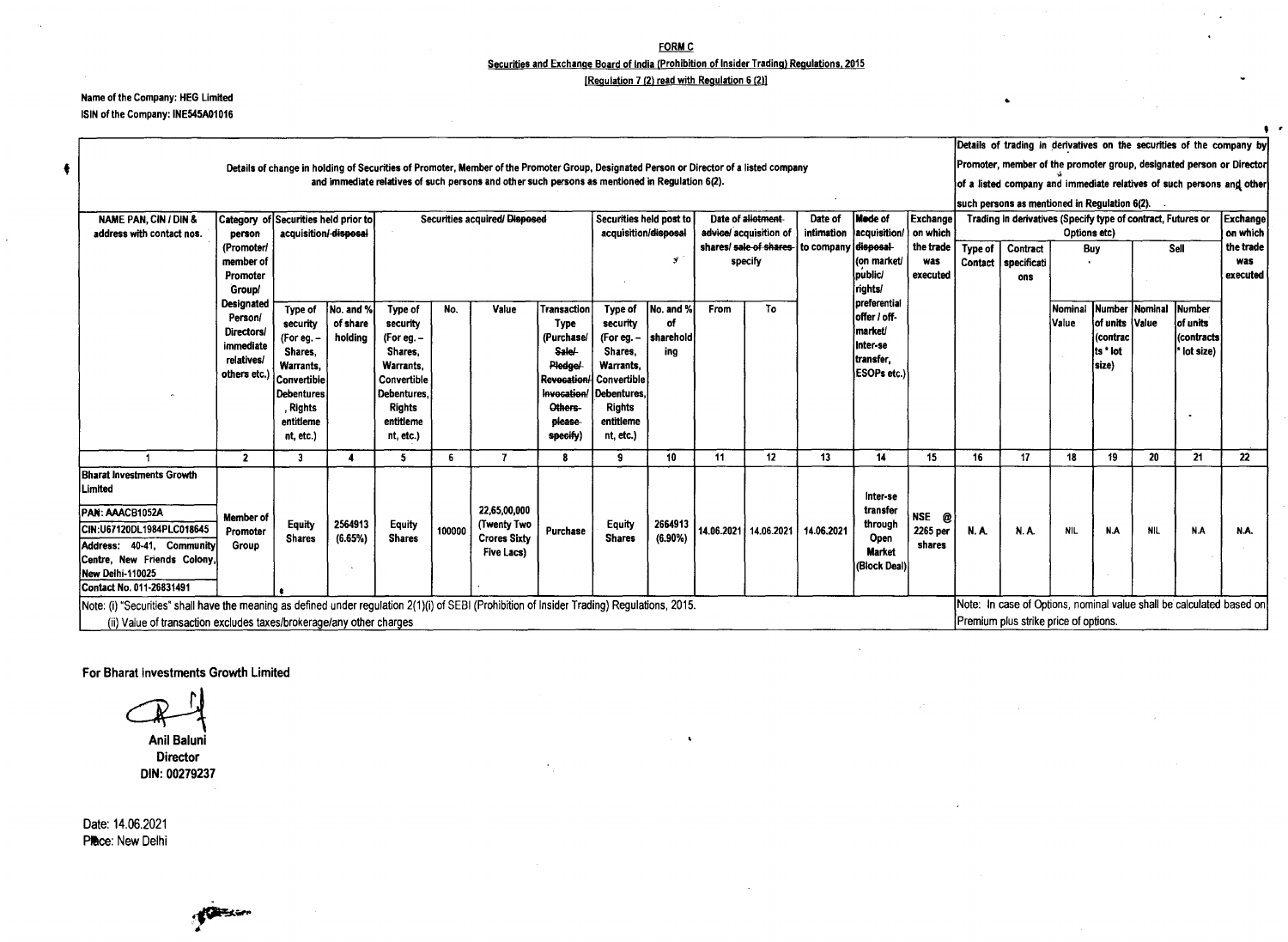**FORM C**

**Securities and Exchange Board of India (Prohibition of Insider Trading) Regulations, 2015**

**[Regulation 7 (2) read with Regulation 6 (2)]**

**Name of the Company: HEG Limited**

**ISIN of the Company: INE545A01016**

| Details of change in holding of Securities of Promoter, Member of the Promoter Group, Designated Person or Director of a listed company and immediate relatives of such persons and other such persons as mentioned in Regulation 6(2). | | | | | | | | | | | | | | | Details of trading in derivatives on the securities of the company by Promoter, member of the promoter group, designated person or Director of a listed company and immediate relatives of such persons and other such persons as mentioned in Regulation 6(2). | | | | | | |
|---|---|---|---|---|---|---|---|---|---|---|---|---|---|---|---|---|---|---|---|---|---|
| NAME PAN, CIN / DIN & address with contact nos. | Category of person (Promoter/ member of Promoter Group/ Designated Person/ Directors/ immediate relatives/ others etc.) | Securities held prior to acquisition/~~disposal~~ | | Securities acquired/ ~~Disposed~~ | | | | Securities held post to acquisition/~~disposal~~ | | Date of ~~allotment advice/~~ acquisition of ~~shares/ sale of shares~~ specify | | Date of intimation to company | ~~Mode~~ of acquisition/ ~~disposal~~ (on market/ public/ rights/ preferential offer / off-market/ Inter-se transfer, ESOPs etc.) | Exchange on which the trade was executed | Trading in derivatives (Specify type of contract, Futures or Options etc) | | | | | | Exchange on which the trade was executed |
| | | | | | | | | | | | | | | | Type of Contact | Contract specifications | Buy | | Sell | | |
| | | Type of security (For eg. – Shares, Warrants, Convertible Debentures, Rights entitlement, etc.) | No. and % of share holding | Type of security (For eg. – Shares, Warrants, Convertible Debentures, Rights entitlement, etc.) | No. | Value | Transaction Type (Purchase/ ~~Sale/ Pledge/ Revocation/ Invocation/ Others-please specify~~) | Type of security (For eg. – Shares, Warrants, Convertible Debentures, Rights entitlement, etc.) | No. and % of shareholding | From | To | | | | | | Nominal Value | Number of units (contracts * lot size) | Nominal Value | Number of units (contracts * lot size) | |
| 1 | 2 | 3 | 4 | 5 | 6 | 7 | 8 | 9 | 10 | 11 | 12 | 13 | 14 | 15 | 16 | 17 | 18 | 19 | 20 | 21 | 22 |
| Bharat Investments Growth Limited<br>PAN: AAACB1052A<br>CIN:U67120DL1984PLC018645<br>Address: 40-41, Community Centre, New Friends Colony, New Delhi-110025<br>Contact No. 011-26831491 | Member of Promoter Group | Equity Shares | 2564913 (6.65%) | Equity Shares | 100000 | 22,65,00,000 (Twenty Two Crores Sixty Five Lacs) | Purchase | Equity Shares | 2664913 (6.90%) | 14.06.2021 | 14.06.2021 | 14.06.2021 | Inter-se transfer through Open Market (Block Deal) | NSE @ 2265 per shares | N. A. | N. A. | NIL | N.A | NIL | N.A | N.A. |

Note: (i) "Securities" shall have the meaning as defined under regulation 2(1)(i) of SEBI (Prohibition of Insider Trading) Regulations, 2015.

(ii) Value of transaction excludes taxes/brokerage/any other charges

Note: In case of Options, nominal value shall be calculated based on Premium plus strike price of options.

**For Bharat Investments Growth Limited**

**Anil Baluni**
**Director**
**DIN: 00279237**

Date: 14.06.2021
Place: New Delhi